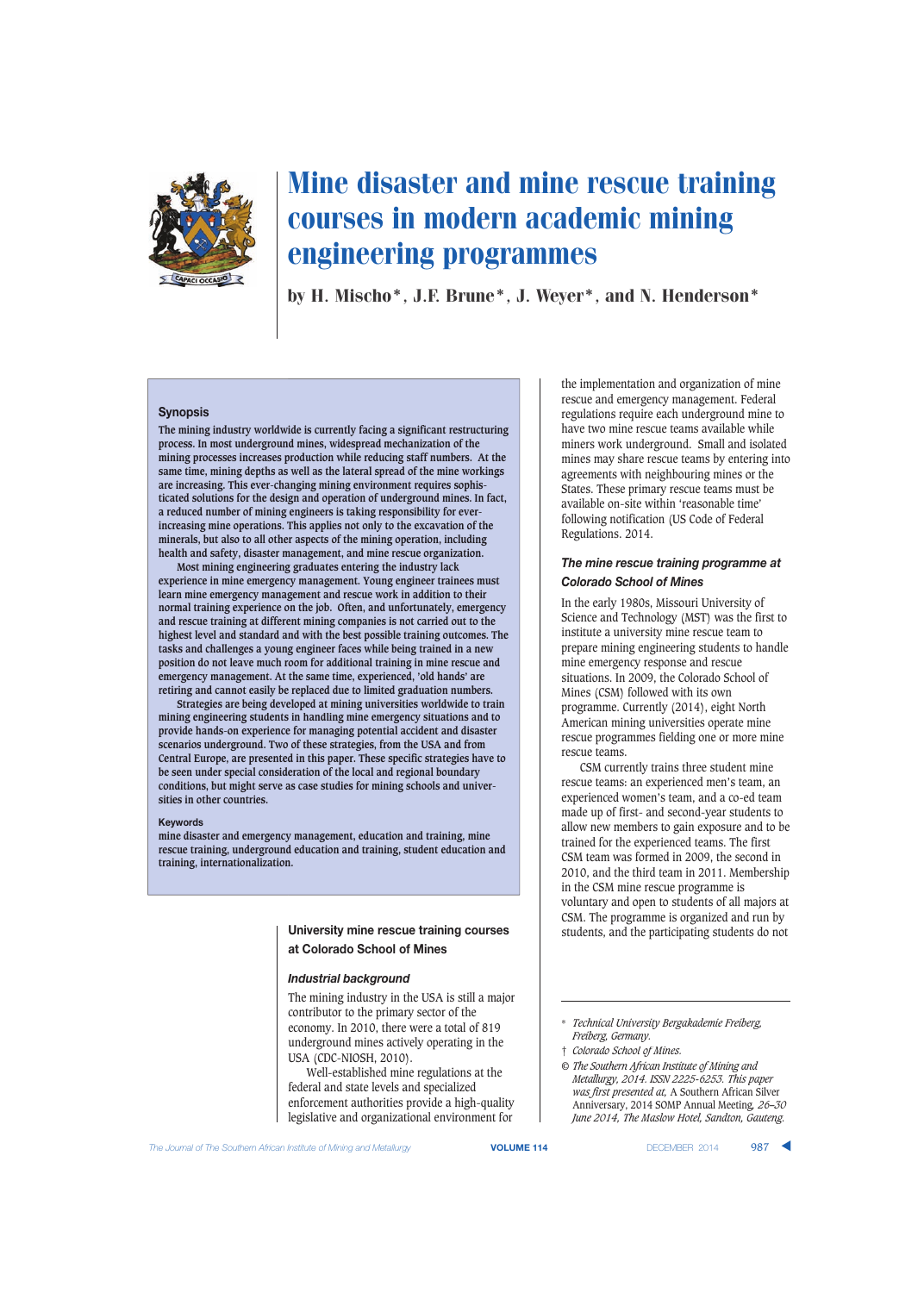# Mine disaster and mine rescue training courses in modern academic mining engineering programmes

**by H. Mischo\*, J.F. Brune\*, J. Weyer\*, and N. Henderson\***

## Synopsis

The mining industry worldwide is currently facing a significant restructuring process. In most underground mines, widespread mechanization of the mining processes increases production while reducing staff numbers. At the same time, mining depths as well as the lateral spread of the mine workings are increasing. This ever-changing mining environment requires sophisticated solutions for the design and operation of underground mines. In fact, a reduced number of mining engineers is taking responsibility for ever-increasing mine operations. This applies not only to the excavation of the minerals, but also to all other aspects of the mining operation, including health and safety, disaster management, and mine rescue organization.

Most mining engineering graduates entering the industry lack experience in mine emergency management. Young engineer trainees must learn mine emergency management and rescue work in addition to their normal training experience on the job. Often, and unfortunately, emergency and rescue training at different mining companies is not carried out to the highest level and standard and with the best possible training outcomes. The tasks and challenges a young engineer faces while being trained in a new position do not leave much room for additional training in mine rescue and emergency management. At the same time, experienced, 'old hands' are retiring and cannot easily be replaced due to limited graduation numbers.

Strategies are being developed at mining universities worldwide to train mining engineering students in handling mine emergency situations and to provide hands-on experience for managing potential accident and disaster scenarios underground. Two of these strategies, from the USA and from Central Europe, are presented in this paper. These specific strategies have to be seen under special consideration of the local and regional boundary conditions, but might serve as case studies for mining schools and universities in other countries.

**Keywords**

mine disaster and emergency management, education and training, mine rescue training, underground education and training, student education and training, internationalization.

## University mine rescue training courses at Colorado School of Mines

### *Industrial background*

The mining industry in the USA is still a major contributor to the primary sector of the economy. In 2010, there were a total of 819 underground mines actively operating in the USA (CDC-NIOSH, 2010).

Well-established mine regulations at the federal and state levels and specialized enforcement authorities provide a high-quality legislative and organizational environment for the implementation and organization of mine rescue and emergency management. Federal regulations require each underground mine to have two mine rescue teams available while miners work underground. Small and isolated mines may share rescue teams by entering into agreements with neighbouring mines or the States. These primary rescue teams must be available on-site within 'reasonable time' following notification (US Code of Federal Regulations. 2014.

### *The mine rescue training programme at Colorado School of Mines*

In the early 1980s, Missouri University of Science and Technology (MST) was the first to institute a university mine rescue team to prepare mining engineering students to handle mine emergency response and rescue situations. In 2009, the Colorado School of Mines (CSM) followed with its own programme. Currently (2014), eight North American mining universities operate mine rescue programmes fielding one or more mine rescue teams.

CSM currently trains three student mine rescue teams: an experienced men's team, an experienced women's team, and a co-ed team made up of first- and second-year students to allow new members to gain exposure and to be trained for the experienced teams. The first CSM team was formed in 2009, the second in 2010, and the third team in 2011. Membership in the CSM mine rescue programme is voluntary and open to students of all majors at CSM. The programme is organized and run by students, and the participating students do not

---

\* *Technical University Bergakademie Freiberg, Freiberg, Germany.*

† *Colorado School of Mines.*

© *The Southern African Institute of Mining and Metallurgy, 2014. ISSN 2225-6253. This paper was first presented at,* A Southern African Silver Anniversary, 2014 SOMP Annual Meeting, *26–30 June 2014, The Maslow Hotel, Sandton, Gauteng.*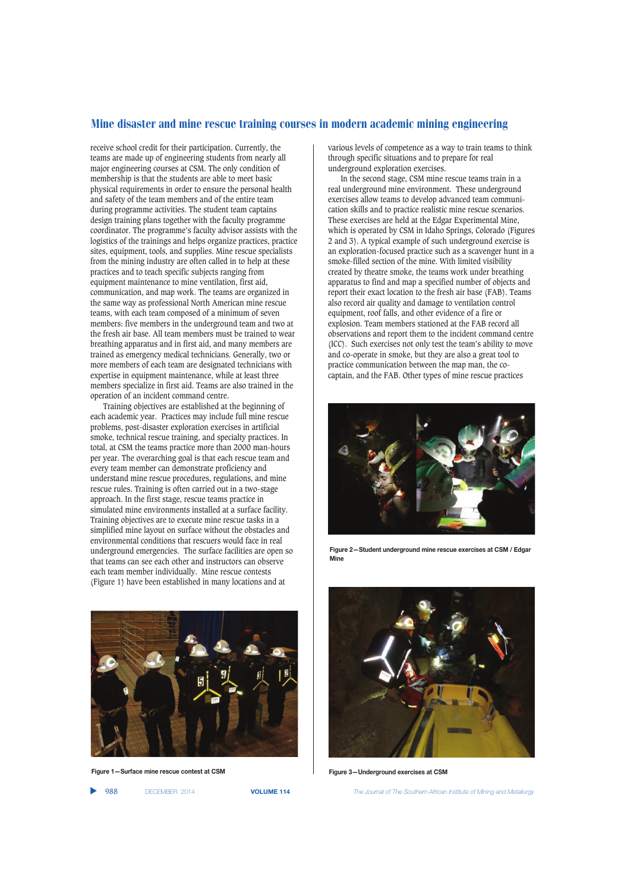receive school credit for their participation. Currently, the teams are made up of engineering students from nearly all major engineering courses at CSM. The only condition of membership is that the students are able to meet basic physical requirements in order to ensure the personal health and safety of the team members and of the entire team during programme activities. The student team captains design training plans together with the faculty programme coordinator. The programme's faculty advisor assists with the logistics of the trainings and helps organize practices, practice sites, equipment, tools, and supplies. Mine rescue specialists from the mining industry are often called in to help at these practices and to teach specific subjects ranging from equipment maintenance to mine ventilation, first aid, communication, and map work. The teams are organized in the same way as professional North American mine rescue teams, with each team composed of a minimum of seven members: five members in the underground team and two at the fresh air base. All team members must be trained to wear breathing apparatus and in first aid, and many members are trained as emergency medical technicians. Generally, two or more members of each team are designated technicians with expertise in equipment maintenance, while at least three members specialize in first aid. Teams are also trained in the operation of an incident command centre.

Training objectives are established at the beginning of each academic year. Practices may include full mine rescue problems, post-disaster exploration exercises in artificial smoke, technical rescue training, and specialty practices. In total, at CSM the teams practice more than 2000 man-hours per year. The overarching goal is that each rescue team and every team member can demonstrate proficiency and understand mine rescue procedures, regulations, and mine rescue rules. Training is often carried out in a two-stage approach. In the first stage, rescue teams practice in simulated mine environments installed at a surface facility. Training objectives are to execute mine rescue tasks in a simplified mine layout on surface without the obstacles and environmental conditions that rescuers would face in real underground emergencies. The surface facilities are open so that teams can see each other and instructors can observe each team member individually. Mine rescue contests (Figure 1) have been established in many locations and at various levels of competence as a way to train teams to think through specific situations and to prepare for real underground exploration exercises.

In the second stage, CSM mine rescue teams train in a real underground mine environment. These underground exercises allow teams to develop advanced team communication skills and to practice realistic mine rescue scenarios. These exercises are held at the Edgar Experimental Mine, which is operated by CSM in Idaho Springs, Colorado (Figures 2 and 3). A typical example of such underground exercise is an exploration-focused practice such as a scavenger hunt in a smoke-filled section of the mine. With limited visibility created by theatre smoke, the teams work under breathing apparatus to find and map a specified number of objects and report their exact location to the fresh air base (FAB). Teams also record air quality and damage to ventilation control equipment, roof falls, and other evidence of a fire or explosion. Team members stationed at the FAB record all observations and report them to the incident command centre (ICC). Such exercises not only test the team's ability to move and co-operate in smoke, but they are also a great tool to practice communication between the map man, the co-captain, and the FAB. Other types of mine rescue practices

**Figure 2—Student underground mine rescue exercises at CSM / Edgar Mine**

**Figure 1—Surface mine rescue contest at CSM**

**Figure 3—Underground exercises at CSM**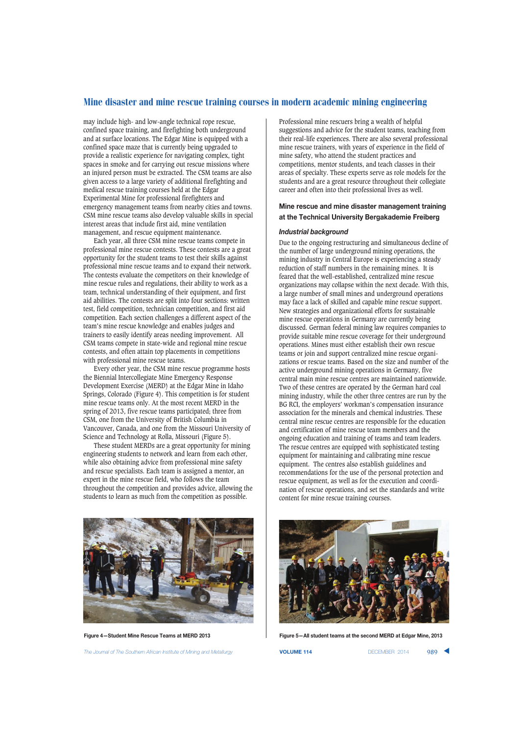may include high- and low-angle technical rope rescue, confined space training, and firefighting both underground and at surface locations. The Edgar Mine is equipped with a confined space maze that is currently being upgraded to provide a realistic experience for navigating complex, tight spaces in smoke and for carrying out rescue missions where an injured person must be extracted. The CSM teams are also given access to a large variety of additional firefighting and medical rescue training courses held at the Edgar Experimental Mine for professional firefighters and emergency management teams from nearby cities and towns. CSM mine rescue teams also develop valuable skills in special interest areas that include first aid, mine ventilation management, and rescue equipment maintenance.

Each year, all three CSM mine rescue teams compete in professional mine rescue contests. These contests are a great opportunity for the student teams to test their skills against professional mine rescue teams and to expand their network. The contests evaluate the competitors on their knowledge of mine rescue rules and regulations, their ability to work as a team, technical understanding of their equipment, and first aid abilities. The contests are split into four sections: written test, field competition, technician competition, and first aid competition. Each section challenges a different aspect of the team's mine rescue knowledge and enables judges and trainers to easily identify areas needing improvement. All CSM teams compete in state-wide and regional mine rescue contests, and often attain top placements in competitions with professional mine rescue teams.

Every other year, the CSM mine rescue programme hosts the Biennial Intercollegiate Mine Emergency Response Development Exercise (MERD) at the Edgar Mine in Idaho Springs, Colorado (Figure 4). This competition is for student mine rescue teams only. At the most recent MERD in the spring of 2013, five rescue teams participated; three from CSM, one from the University of British Columbia in Vancouver, Canada, and one from the Missouri University of Science and Technology at Rolla, Missouri (Figure 5).

These student MERDs are a great opportunity for mining engineering students to network and learn from each other, while also obtaining advice from professional mine safety and rescue specialists. Each team is assigned a mentor, an expert in the mine rescue field, who follows the team throughout the competition and provides advice, allowing the students to learn as much from the competition as possible.

Figure 4—Student Mine Rescue Teams at MERD 2013

Professional mine rescuers bring a wealth of helpful suggestions and advice for the student teams, teaching from their real-life experiences. There are also several professional mine rescue trainers, with years of experience in the field of mine safety, who attend the student practices and competitions, mentor students, and teach classes in their areas of specialty. These experts serve as role models for the students and are a great resource throughout their collegiate career and often into their professional lives as well.

## Mine rescue and mine disaster management training at the Technical University Bergakademie Freiberg

### *Industrial background*

Due to the ongoing restructuring and simultaneous decline of the number of large underground mining operations, the mining industry in Central Europe is experiencing a steady reduction of staff numbers in the remaining mines. It is feared that the well-established, centralized mine rescue organizations may collapse within the next decade. With this, a large number of small mines and underground operations may face a lack of skilled and capable mine rescue support. New strategies and organizational efforts for sustainable mine rescue operations in Germany are currently being discussed. German federal mining law requires companies to provide suitable mine rescue coverage for their underground operations. Mines must either establish their own rescue teams or join and support centralized mine rescue organizations or rescue teams. Based on the size and number of the active underground mining operations in Germany, five central main mine rescue centres are maintained nationwide. Two of these centres are operated by the German hard coal mining industry, while the other three centres are run by the BG RCI, the employers' workman's compensation insurance association for the minerals and chemical industries. These central mine rescue centres are responsible for the education and certification of mine rescue team members and the ongoing education and training of teams and team leaders. The rescue centres are equipped with sophisticated testing equipment for maintaining and calibrating mine rescue equipment. The centres also establish guidelines and recommendations for the use of the personal protection and rescue equipment, as well as for the execution and coordination of rescue operations, and set the standards and write content for mine rescue training courses.

Figure 5—All student teams at the second MERD at Edgar Mine, 2013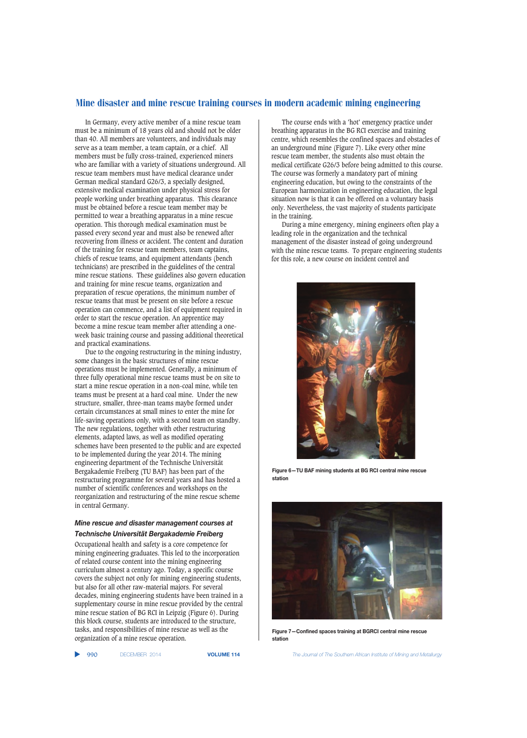In Germany, every active member of a mine rescue team must be a minimum of 18 years old and should not be older than 40. All members are volunteers, and individuals may serve as a team member, a team captain, or a chief. All members must be fully cross-trained, experienced miners who are familiar with a variety of situations underground. All rescue team members must have medical clearance under German medical standard G26/3, a specially designed, extensive medical examination under physical stress for people working under breathing apparatus. This clearance must be obtained before a rescue team member may be permitted to wear a breathing apparatus in a mine rescue operation. This thorough medical examination must be passed every second year and must also be renewed after recovering from illness or accident. The content and duration of the training for rescue team members, team captains, chiefs of rescue teams, and equipment attendants (bench technicians) are prescribed in the guidelines of the central mine rescue stations. These guidelines also govern education and training for mine rescue teams, organization and preparation of rescue operations, the minimum number of rescue teams that must be present on site before a rescue operation can commence, and a list of equipment required in order to start the rescue operation. An apprentice may become a mine rescue team member after attending a one-week basic training course and passing additional theoretical and practical examinations.

Due to the ongoing restructuring in the mining industry, some changes in the basic structures of mine rescue operations must be implemented. Generally, a minimum of three fully operational mine rescue teams must be on site to start a mine rescue operation in a non-coal mine, while ten teams must be present at a hard coal mine. Under the new structure, smaller, three-man teams maybe formed under certain circumstances at small mines to enter the mine for life-saving operations only, with a second team on standby. The new regulations, together with other restructuring elements, adapted laws, as well as modified operating schemes have been presented to the public and are expected to be implemented during the year 2014. The mining engineering department of the Technische Universität Bergakademie Freiberg (TU BAF) has been part of the restructuring programme for several years and has hosted a number of scientific conferences and workshops on the reorganization and restructuring of the mine rescue scheme in central Germany.

### *Mine rescue and disaster management courses at Technische Universität Bergakademie Freiberg*

Occupational health and safety is a core competence for mining engineering graduates. This led to the incorporation of related course content into the mining engineering curriculum almost a century ago. Today, a specific course covers the subject not only for mining engineering students, but also for all other raw-material majors. For several decades, mining engineering students have been trained in a supplementary course in mine rescue provided by the central mine rescue station of BG RCI in Leipzig (Figure 6). During this block course, students are introduced to the structure, tasks, and responsibilities of mine rescue as well as the organization of a mine rescue operation.

The course ends with a 'hot' emergency practice under breathing apparatus in the BG RCI exercise and training centre, which resembles the confined spaces and obstacles of an underground mine (Figure 7). Like every other mine rescue team member, the students also must obtain the medical certificate G26/3 before being admitted to this course. The course was formerly a mandatory part of mining engineering education, but owing to the constraints of the European harmonization in engineering education, the legal situation now is that it can be offered on a voluntary basis only. Nevertheless, the vast majority of students participate in the training.

During a mine emergency, mining engineers often play a leading role in the organization and the technical management of the disaster instead of going underground with the mine rescue teams. To prepare engineering students for this role, a new course on incident control and

**Figure 6—TU BAF mining students at BG RCI central mine rescue station**

**Figure 7—Confined spaces training at BGRCI central mine rescue station**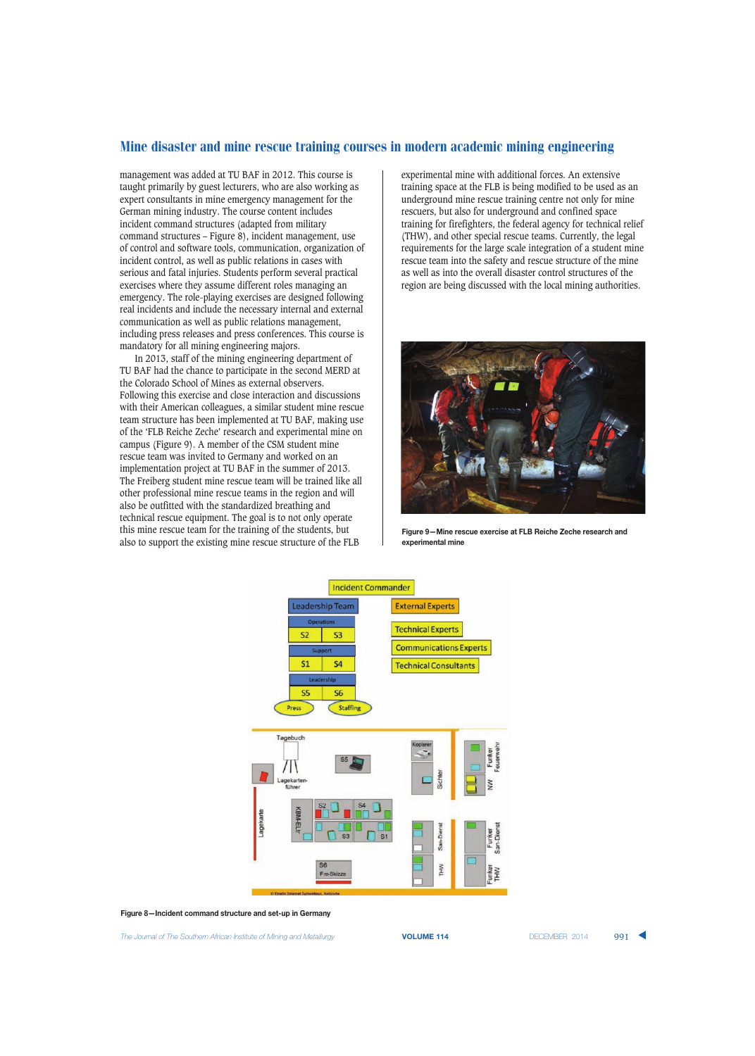management was added at TU BAF in 2012. This course is taught primarily by guest lecturers, who are also working as expert consultants in mine emergency management for the German mining industry. The course content includes incident command structures (adapted from military command structures – Figure 8), incident management, use of control and software tools, communication, organization of incident control, as well as public relations in cases with serious and fatal injuries. Students perform several practical exercises where they assume different roles managing an emergency. The role-playing exercises are designed following real incidents and include the necessary internal and external communication as well as public relations management, including press releases and press conferences. This course is mandatory for all mining engineering majors.

In 2013, staff of the mining engineering department of TU BAF had the chance to participate in the second MERD at the Colorado School of Mines as external observers. Following this exercise and close interaction and discussions with their American colleagues, a similar student mine rescue team structure has been implemented at TU BAF, making use of the 'FLB Reiche Zeche' research and experimental mine on campus (Figure 9). A member of the CSM student mine rescue team was invited to Germany and worked on an implementation project at TU BAF in the summer of 2013. The Freiberg student mine rescue team will be trained like all other professional mine rescue teams in the region and will also be outfitted with the standardized breathing and technical rescue equipment. The goal is to not only operate this mine rescue team for the training of the students, but also to support the existing mine rescue structure of the FLB experimental mine with additional forces. An extensive training space at the FLB is being modified to be used as an underground mine rescue training centre not only for mine rescuers, but also for underground and confined space training for firefighters, the federal agency for technical relief (THW), and other special rescue teams. Currently, the legal requirements for the large scale integration of a student mine rescue team into the safety and rescue structure of the mine as well as into the overall disaster control structures of the region are being discussed with the local mining authorities.

Figure 9—Mine rescue exercise at FLB Reiche Zeche research and experimental mine

Figure 8—Incident command structure and set-up in Germany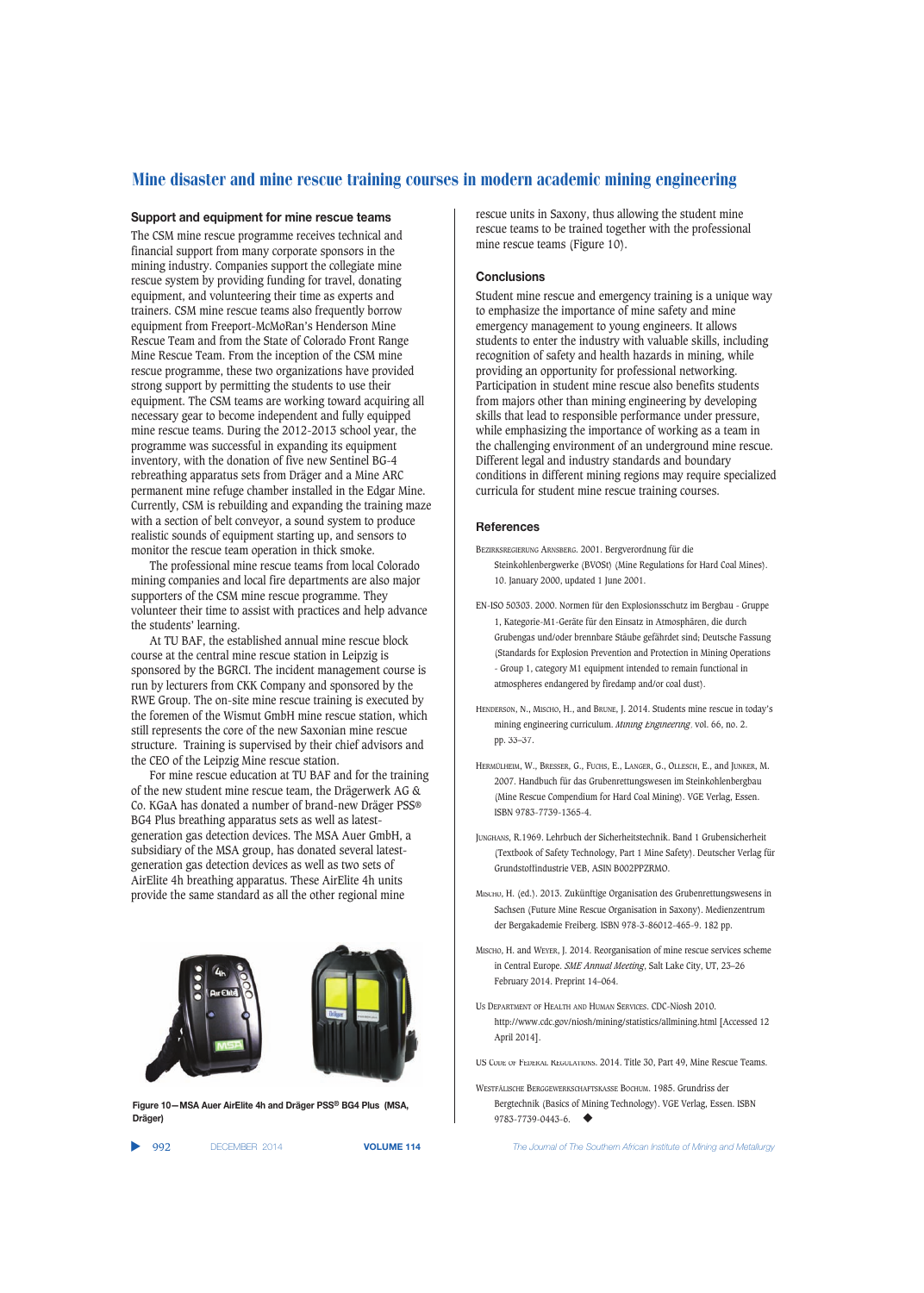## Support and equipment for mine rescue teams

The CSM mine rescue programme receives technical and financial support from many corporate sponsors in the mining industry. Companies support the collegiate mine rescue system by providing funding for travel, donating equipment, and volunteering their time as experts and trainers. CSM mine rescue teams also frequently borrow equipment from Freeport-McMoRan's Henderson Mine Rescue Team and from the State of Colorado Front Range Mine Rescue Team. From the inception of the CSM mine rescue programme, these two organizations have provided strong support by permitting the students to use their equipment. The CSM teams are working toward acquiring all necessary gear to become independent and fully equipped mine rescue teams. During the 2012-2013 school year, the programme was successful in expanding its equipment inventory, with the donation of five new Sentinel BG-4 rebreathing apparatus sets from Dräger and a Mine ARC permanent mine refuge chamber installed in the Edgar Mine. Currently, CSM is rebuilding and expanding the training maze with a section of belt conveyor, a sound system to produce realistic sounds of equipment starting up, and sensors to monitor the rescue team operation in thick smoke.

The professional mine rescue teams from local Colorado mining companies and local fire departments are also major supporters of the CSM mine rescue programme. They volunteer their time to assist with practices and help advance the students' learning.

At TU BAF, the established annual mine rescue block course at the central mine rescue station in Leipzig is sponsored by the BGRCI. The incident management course is run by lecturers from CKK Company and sponsored by the RWE Group. The on-site mine rescue training is executed by the foremen of the Wismut GmbH mine rescue station, which still represents the core of the new Saxonian mine rescue structure. Training is supervised by their chief advisors and the CEO of the Leipzig Mine rescue station.

For mine rescue education at TU BAF and for the training of the new student mine rescue team, the Drägerwerk AG & Co. KGaA has donated a number of brand-new Dräger PSS® BG4 Plus breathing apparatus sets as well as latest-generation gas detection devices. The MSA Auer GmbH, a subsidiary of the MSA group, has donated several latest-generation gas detection devices as well as two sets of AirElite 4h breathing apparatus. These AirElite 4h units provide the same standard as all the other regional mine rescue units in Saxony, thus allowing the student mine rescue teams to be trained together with the professional mine rescue teams (Figure 10).

Figure 10—MSA Auer AirElite 4h and Dräger PSS® BG4 Plus (MSA, Dräger)

## Conclusions

Student mine rescue and emergency training is a unique way to emphasize the importance of mine safety and mine emergency management to young engineers. It allows students to enter the industry with valuable skills, including recognition of safety and health hazards in mining, while providing an opportunity for professional networking. Participation in student mine rescue also benefits students from majors other than mining engineering by developing skills that lead to responsible performance under pressure, while emphasizing the importance of working as a team in the challenging environment of an underground mine rescue. Different legal and industry standards and boundary conditions in different mining regions may require specialized curricula for student mine rescue training courses.

## References

Bezirksregierung Arnsberg. 2001. Bergverordnung für die Steinkohlenbergwerke (BVOSt) (Mine Regulations for Hard Coal Mines). 10. January 2000, updated 1 June 2001.

EN-ISO 50303. 2000. Normen für den Explosionsschutz im Bergbau - Gruppe 1, Kategorie-M1-Geräte für den Einsatz in Atmosphären, die durch Grubengas und/oder brennbare Stäube gefährdet sind; Deutsche Fassung (Standards for Explosion Prevention and Protection in Mining Operations - Group 1, category M1 equipment intended to remain functional in atmospheres endangered by firedamp and/or coal dust).

Henderson, N., Mischo, H., and Brune, J. 2014. Students mine rescue in today's mining engineering curriculum. *Mining Engineering*, vol. 66, no. 2. pp. 33–37.

Hermülheim, W., Bresser, G., Fuchs, E., Langer, G., Ollesch, E., and Junker, M. 2007. Handbuch für das Grubenrettungswesen im Steinkohlenbergbau (Mine Rescue Compendium for Hard Coal Mining). VGE Verlag, Essen. ISBN 9783-7739-1365-4.

Junghans, R.1969. Lehrbuch der Sicherheitstechnik. Band 1 Grubensicherheit (Textbook of Safety Technology, Part 1 Mine Safety). Deutscher Verlag für Grundstoffindustrie VEB, ASIN B002PPZRMO.

Mischo, H. (ed.). 2013. Zukünftige Organisation des Grubenrettungswesens in Sachsen (Future Mine Rescue Organisation in Saxony). Medienzentrum der Bergakademie Freiberg. ISBN 978-3-86012-465-9. 182 pp.

Mischo, H. and Weyer, J. 2014. Reorganisation of mine rescue services scheme in Central Europe. *SME Annual Meeting*, Salt Lake City, UT, 23–26 February 2014. Preprint 14-064.

Us Department of Health and Human Services. CDC-Niosh 2010. http://www.cdc.gov/niosh/mining/statistics/allmining.html [Accessed 12 April 2014].

US Code of Federal Regulations. 2014. Title 30, Part 49, Mine Rescue Teams.

Westfälische Berggewerkschaftskasse Bochum. 1985. Grundriss der Bergtechnik (Basics of Mining Technology). VGE Verlag, Essen. ISBN 9783-7739-0443-6. ◆